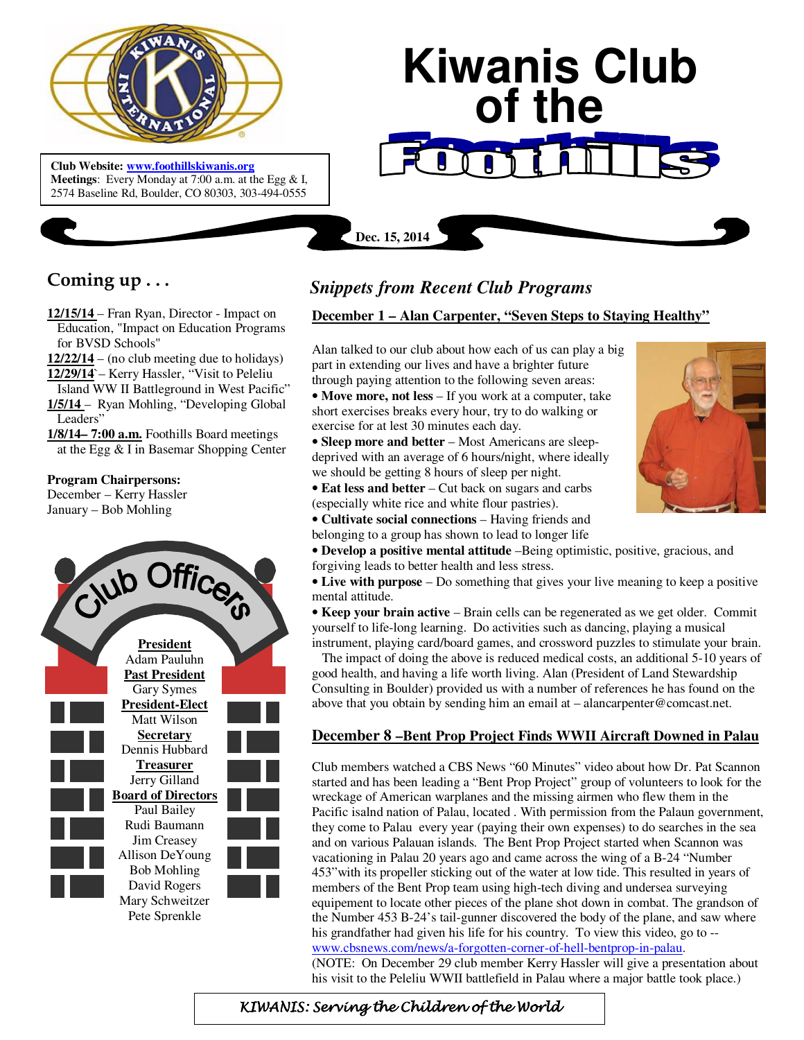# Kiwanis Club of the Foothills

**Club Website:** www.foothillskiwanis.org
**Meetings**: Every Monday at 7:00 a.m. at the Egg & I, 2574 Baseline Rd, Boulder, CO 80303, 303-494-0555

**Dec. 15, 2014**

## Coming up . . .

**12/15/14** – Fran Ryan, Director - Impact on Education, "Impact on Education Programs for BVSD Schools"
**12/22/14** – (no club meeting due to holidays)
**12/29/14`** – Kerry Hassler, "Visit to Peleliu Island WW II Battleground in West Pacific"
**1/5/14** – Ryan Mohling, "Developing Global Leaders"
**1/8/14– 7:00 a.m.** Foothills Board meetings at the Egg & I in Basemar Shopping Center

**Program Chairpersons:**
December – Kerry Hassler
January – Bob Mohling

## Club Officers

**President**
Adam Pauluhn
**Past President**
Gary Symes
**President-Elect**
Matt Wilson
**Secretary**
Dennis Hubbard
**Treasurer**
Jerry Gilland
**Board of Directors**
Paul Bailey
Rudi Baumann
Jim Creasey
Allison DeYoung
Bob Mohling
David Rogers
Mary Schweitzer
Pete Sprenkle

## *Snippets from Recent Club Programs*

### December 1 – Alan Carpenter, "Seven Steps to Staying Healthy"

Alan talked to our club about how each of us can play a big part in extending our lives and have a brighter future through paying attention to the following seven areas:

- **Move more, not less** – If you work at a computer, take short exercises breaks every hour, try to do walking or exercise for at lest 30 minutes each day.
- **Sleep more and better** – Most Americans are sleep-deprived with an average of 6 hours/night, where ideally we should be getting 8 hours of sleep per night.
- **Eat less and better** – Cut back on sugars and carbs (especially white rice and white flour pastries).
- **Cultivate social connections** – Having friends and belonging to a group has shown to lead to longer life
- **Develop a positive mental attitude** –Being optimistic, positive, gracious, and forgiving leads to better health and less stress.
- **Live with purpose** – Do something that gives your live meaning to keep a positive mental attitude.
- **Keep your brain active** – Brain cells can be regenerated as we get older. Commit yourself to life-long learning. Do activities such as dancing, playing a musical instrument, playing card/board games, and crossword puzzles to stimulate your brain.

The impact of doing the above is reduced medical costs, an additional 5-10 years of good health, and having a life worth living. Alan (President of Land Stewardship Consulting in Boulder) provided us with a number of references he has found on the above that you obtain by sending him an email at – alancarpenter@comcast.net.

### December 8 –Bent Prop Project Finds WWII Aircraft Downed in Palau

Club members watched a CBS News "60 Minutes" video about how Dr. Pat Scannon started and has been leading a "Bent Prop Project" group of volunteers to look for the wreckage of American warplanes and the missing airmen who flew them in the Pacific isalnd nation of Palau, located . With permission from the Palaun government, they come to Palau every year (paying their own expenses) to do searches in the sea and on various Palauan islands. The Bent Prop Project started when Scannon was vacationing in Palau 20 years ago and came across the wing of a B-24 "Number 453"with its propeller sticking out of the water at low tide. This resulted in years of members of the Bent Prop team using high-tech diving and undersea surveying equipement to locate other pieces of the plane shot down in combat. The grandson of the Number 453 B-24's tail-gunner discovered the body of the plane, and saw where his grandfather had given his life for his country. To view this video, go to -- www.cbsnews.com/news/a-forgotten-corner-of-hell-bentprop-in-palau.
(NOTE: On December 29 club member Kerry Hassler will give a presentation about his visit to the Peleliu WWII battlefield in Palau where a major battle took place.)

*KIWANIS: Serving the Children of the World*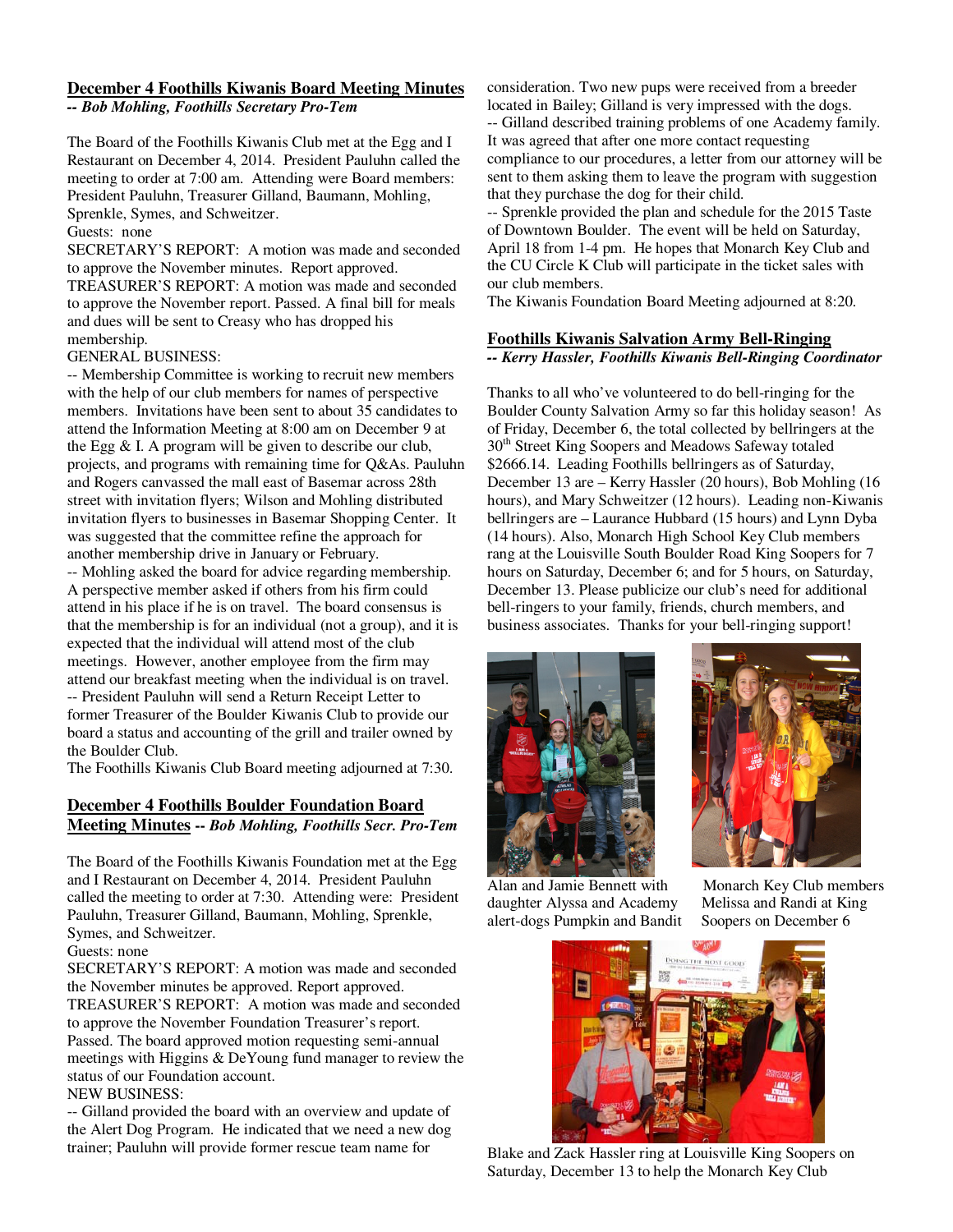## December 4 Foothills Kiwanis Board Meeting Minutes

***-- Bob Mohling, Foothills Secretary Pro-Tem***

The Board of the Foothills Kiwanis Club met at the Egg and I Restaurant on December 4, 2014. President Pauluhn called the meeting to order at 7:00 am. Attending were Board members: President Pauluhn, Treasurer Gilland, Baumann, Mohling, Sprenkle, Symes, and Schweitzer.

Guests: none

SECRETARY'S REPORT: A motion was made and seconded to approve the November minutes. Report approved.

TREASURER'S REPORT: A motion was made and seconded to approve the November report. Passed. A final bill for meals and dues will be sent to Creasy who has dropped his membership.

GENERAL BUSINESS:

-- Membership Committee is working to recruit new members with the help of our club members for names of perspective members. Invitations have been sent to about 35 candidates to attend the Information Meeting at 8:00 am on December 9 at the Egg & I. A program will be given to describe our club, projects, and programs with remaining time for Q&As. Pauluhn and Rogers canvassed the mall east of Basemar across 28th street with invitation flyers; Wilson and Mohling distributed invitation flyers to businesses in Basemar Shopping Center. It was suggested that the committee refine the approach for another membership drive in January or February.

-- Mohling asked the board for advice regarding membership. A perspective member asked if others from his firm could attend in his place if he is on travel. The board consensus is that the membership is for an individual (not a group), and it is expected that the individual will attend most of the club meetings. However, another employee from the firm may attend our breakfast meeting when the individual is on travel.

-- President Pauluhn will send a Return Receipt Letter to former Treasurer of the Boulder Kiwanis Club to provide our board a status and accounting of the grill and trailer owned by the Boulder Club.

The Foothills Kiwanis Club Board meeting adjourned at 7:30.

## December 4 Foothills Boulder Foundation Board Meeting Minutes -- *Bob Mohling, Foothills Secr. Pro-Tem*

The Board of the Foothills Kiwanis Foundation met at the Egg and I Restaurant on December 4, 2014. President Pauluhn called the meeting to order at 7:30. Attending were: President Pauluhn, Treasurer Gilland, Baumann, Mohling, Sprenkle, Symes, and Schweitzer.

Guests: none

SECRETARY'S REPORT: A motion was made and seconded the November minutes be approved. Report approved.

TREASURER'S REPORT: A motion was made and seconded to approve the November Foundation Treasurer's report. Passed. The board approved motion requesting semi-annual meetings with Higgins & DeYoung fund manager to review the status of our Foundation account.

NEW BUSINESS:

-- Gilland provided the board with an overview and update of the Alert Dog Program. He indicated that we need a new dog trainer; Pauluhn will provide former rescue team name for consideration. Two new pups were received from a breeder located in Bailey; Gilland is very impressed with the dogs.

-- Gilland described training problems of one Academy family. It was agreed that after one more contact requesting compliance to our procedures, a letter from our attorney will be sent to them asking them to leave the program with suggestion that they purchase the dog for their child.

-- Sprenkle provided the plan and schedule for the 2015 Taste of Downtown Boulder. The event will be held on Saturday, April 18 from 1-4 pm. He hopes that Monarch Key Club and the CU Circle K Club will participate in the ticket sales with our club members.

The Kiwanis Foundation Board Meeting adjourned at 8:20.

## Foothills Kiwanis Salvation Army Bell-Ringing

***-- Kerry Hassler, Foothills Kiwanis Bell-Ringing Coordinator***

Thanks to all who've volunteered to do bell-ringing for the Boulder County Salvation Army so far this holiday season! As of Friday, December 6, the total collected by bellringers at the 30th Street King Soopers and Meadows Safeway totaled $2666.14. Leading Foothills bellringers as of Saturday, December 13 are – Kerry Hassler (20 hours), Bob Mohling (16 hours), and Mary Schweitzer (12 hours). Leading non-Kiwanis bellringers are – Laurance Hubbard (15 hours) and Lynn Dyba (14 hours). Also, Monarch High School Key Club members rang at the Louisville South Boulder Road King Soopers for 7 hours on Saturday, December 6; and for 5 hours, on Saturday, December 13. Please publicize our club's need for additional bell-ringers to your family, friends, church members, and business associates. Thanks for your bell-ringing support!

Alan and Jamie Bennett with daughter Alyssa and Academy alert-dogs Pumpkin and Bandit

Monarch Key Club members Melissa and Randi at King Soopers on December 6

Blake and Zack Hassler ring at Louisville King Soopers on Saturday, December 13 to help the Monarch Key Club